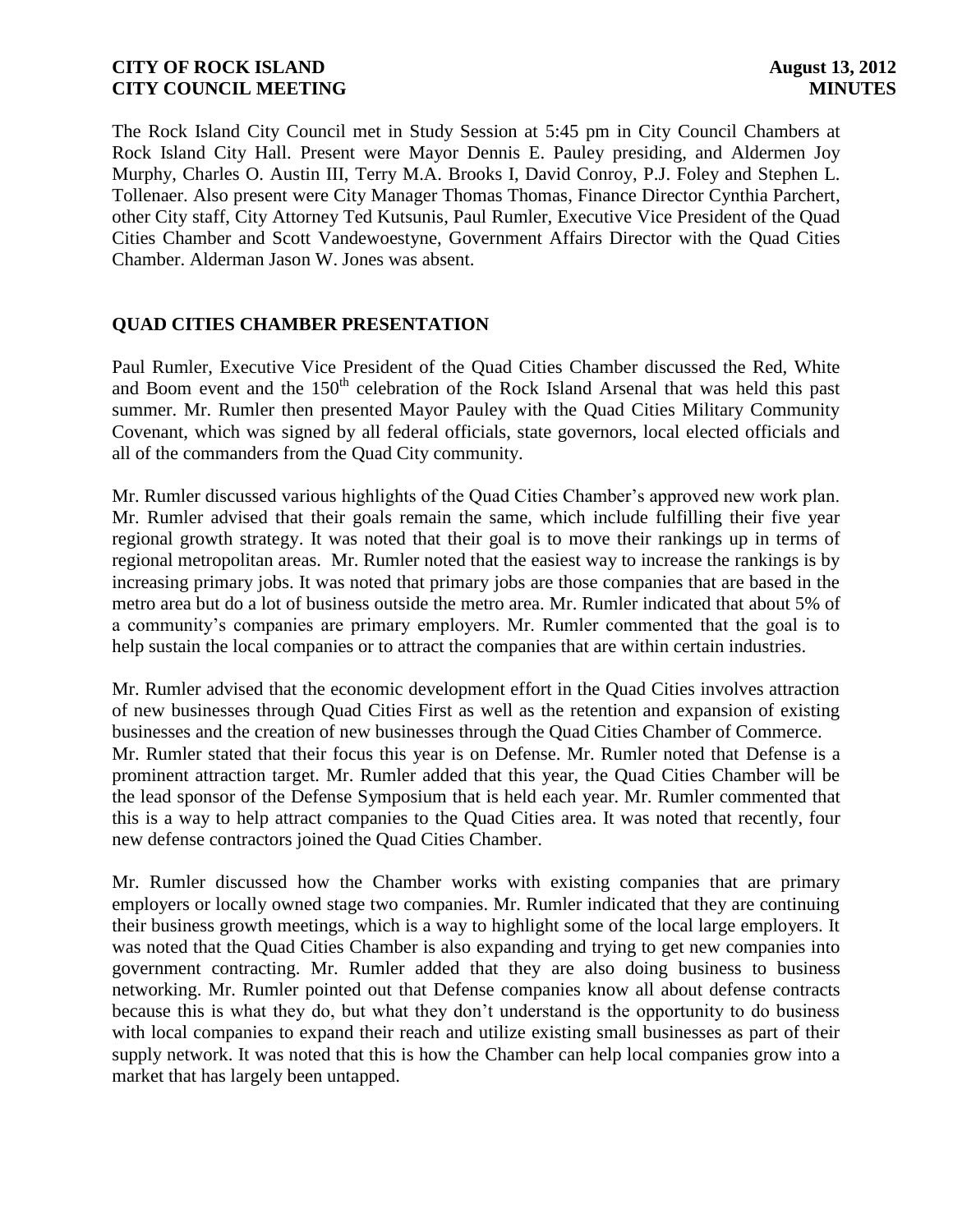The Rock Island City Council met in Study Session at 5:45 pm in City Council Chambers at Rock Island City Hall. Present were Mayor Dennis E. Pauley presiding, and Aldermen Joy Murphy, Charles O. Austin III, Terry M.A. Brooks I, David Conroy, P.J. Foley and Stephen L. Tollenaer. Also present were City Manager Thomas Thomas, Finance Director Cynthia Parchert, other City staff, City Attorney Ted Kutsunis, Paul Rumler, Executive Vice President of the Quad Cities Chamber and Scott Vandewoestyne, Government Affairs Director with the Quad Cities Chamber. Alderman Jason W. Jones was absent.

## QUAD CITIES CHAMBER PRESENTATION

Paul Rumler, Executive Vice President of the Quad Cities Chamber discussed the Red, White and Boom event and the 150th celebration of the Rock Island Arsenal that was held this past summer. Mr. Rumler then presented Mayor Pauley with the Quad Cities Military Community Covenant, which was signed by all federal officials, state governors, local elected officials and all of the commanders from the Quad City community.

Mr. Rumler discussed various highlights of the Quad Cities Chamber's approved new work plan. Mr. Rumler advised that their goals remain the same, which include fulfilling their five year regional growth strategy. It was noted that their goal is to move their rankings up in terms of regional metropolitan areas. Mr. Rumler noted that the easiest way to increase the rankings is by increasing primary jobs. It was noted that primary jobs are those companies that are based in the metro area but do a lot of business outside the metro area. Mr. Rumler indicated that about 5% of a community's companies are primary employers. Mr. Rumler commented that the goal is to help sustain the local companies or to attract the companies that are within certain industries.

Mr. Rumler advised that the economic development effort in the Quad Cities involves attraction of new businesses through Quad Cities First as well as the retention and expansion of existing businesses and the creation of new businesses through the Quad Cities Chamber of Commerce. Mr. Rumler stated that their focus this year is on Defense. Mr. Rumler noted that Defense is a prominent attraction target. Mr. Rumler added that this year, the Quad Cities Chamber will be the lead sponsor of the Defense Symposium that is held each year. Mr. Rumler commented that this is a way to help attract companies to the Quad Cities area. It was noted that recently, four new defense contractors joined the Quad Cities Chamber.

Mr. Rumler discussed how the Chamber works with existing companies that are primary employers or locally owned stage two companies. Mr. Rumler indicated that they are continuing their business growth meetings, which is a way to highlight some of the local large employers. It was noted that the Quad Cities Chamber is also expanding and trying to get new companies into government contracting. Mr. Rumler added that they are also doing business to business networking. Mr. Rumler pointed out that Defense companies know all about defense contracts because this is what they do, but what they don't understand is the opportunity to do business with local companies to expand their reach and utilize existing small businesses as part of their supply network. It was noted that this is how the Chamber can help local companies grow into a market that has largely been untapped.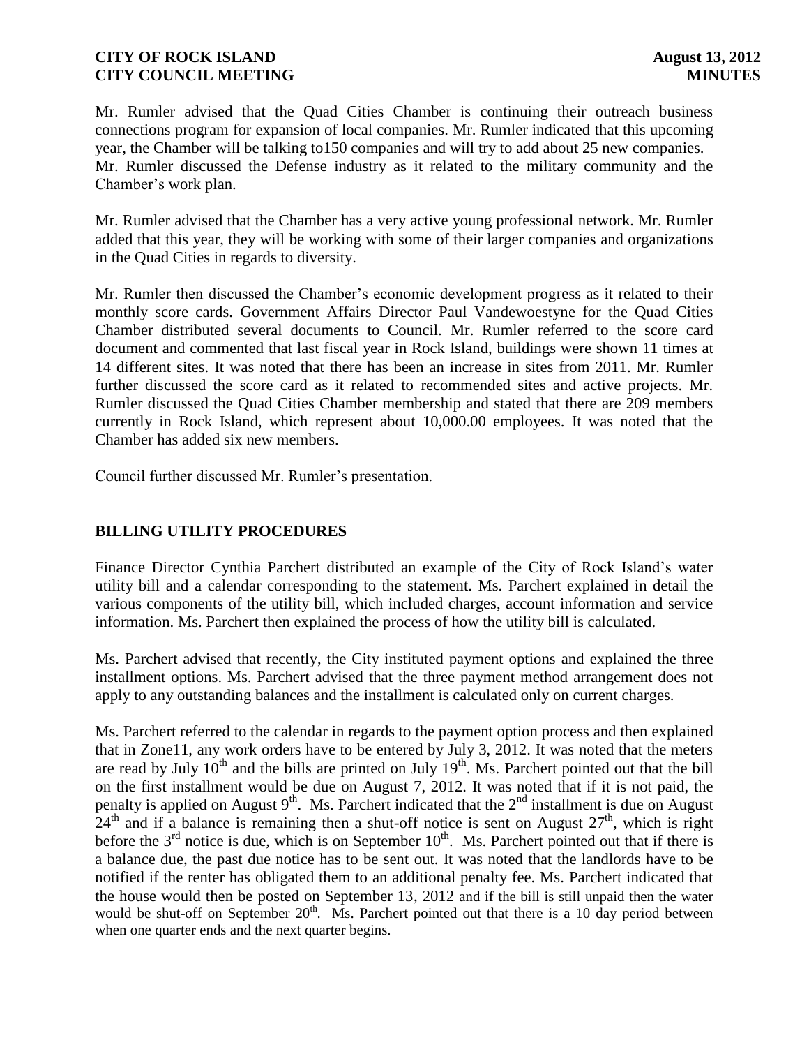Mr. Rumler advised that the Quad Cities Chamber is continuing their outreach business connections program for expansion of local companies. Mr. Rumler indicated that this upcoming year, the Chamber will be talking to150 companies and will try to add about 25 new companies. Mr. Rumler discussed the Defense industry as it related to the military community and the Chamber's work plan.

Mr. Rumler advised that the Chamber has a very active young professional network. Mr. Rumler added that this year, they will be working with some of their larger companies and organizations in the Quad Cities in regards to diversity.

Mr. Rumler then discussed the Chamber's economic development progress as it related to their monthly score cards. Government Affairs Director Paul Vandewoestyne for the Quad Cities Chamber distributed several documents to Council. Mr. Rumler referred to the score card document and commented that last fiscal year in Rock Island, buildings were shown 11 times at 14 different sites. It was noted that there has been an increase in sites from 2011. Mr. Rumler further discussed the score card as it related to recommended sites and active projects. Mr. Rumler discussed the Quad Cities Chamber membership and stated that there are 209 members currently in Rock Island, which represent about 10,000.00 employees. It was noted that the Chamber has added six new members.

Council further discussed Mr. Rumler's presentation.

## BILLING UTILITY PROCEDURES

Finance Director Cynthia Parchert distributed an example of the City of Rock Island's water utility bill and a calendar corresponding to the statement. Ms. Parchert explained in detail the various components of the utility bill, which included charges, account information and service information. Ms. Parchert then explained the process of how the utility bill is calculated.

Ms. Parchert advised that recently, the City instituted payment options and explained the three installment options. Ms. Parchert advised that the three payment method arrangement does not apply to any outstanding balances and the installment is calculated only on current charges.

Ms. Parchert referred to the calendar in regards to the payment option process and then explained that in Zone11, any work orders have to be entered by July 3, 2012. It was noted that the meters are read by July 10th and the bills are printed on July 19th. Ms. Parchert pointed out that the bill on the first installment would be due on August 7, 2012. It was noted that if it is not paid, the penalty is applied on August 9th. Ms. Parchert indicated that the 2nd installment is due on August 24th and if a balance is remaining then a shut-off notice is sent on August 27th, which is right before the 3rd notice is due, which is on September 10th. Ms. Parchert pointed out that if there is a balance due, the past due notice has to be sent out. It was noted that the landlords have to be notified if the renter has obligated them to an additional penalty fee. Ms. Parchert indicated that the house would then be posted on September 13, 2012 and if the bill is still unpaid then the water would be shut-off on September 20th. Ms. Parchert pointed out that there is a 10 day period between when one quarter ends and the next quarter begins.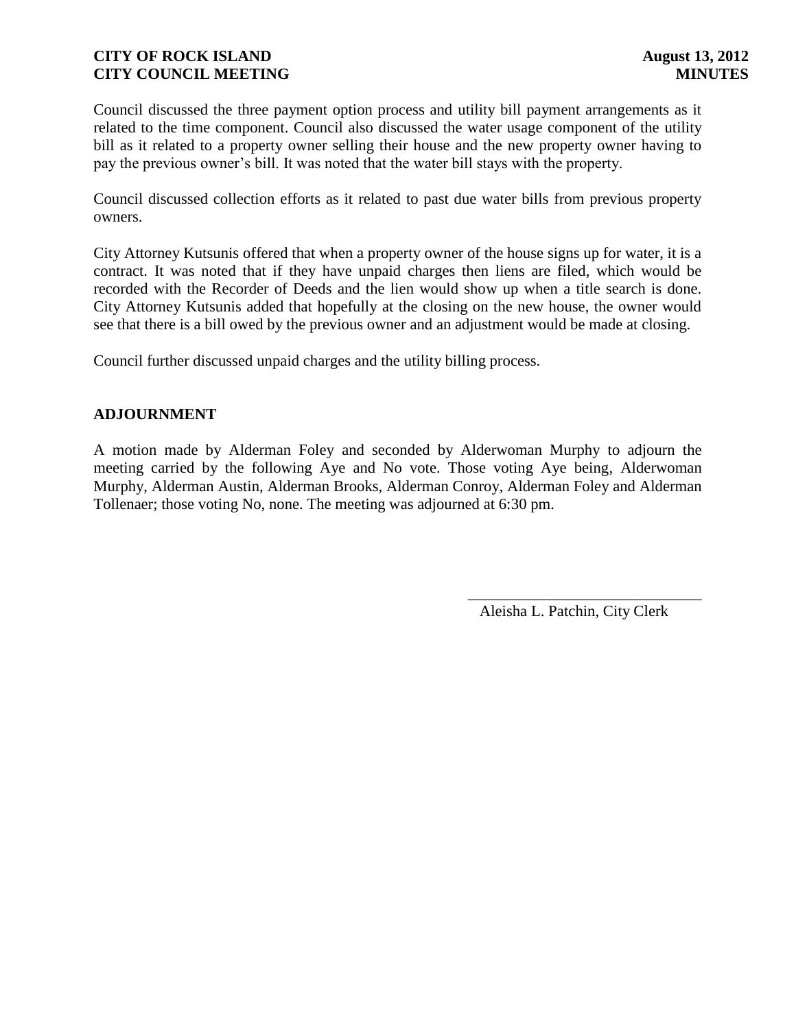Council discussed the three payment option process and utility bill payment arrangements as it related to the time component. Council also discussed the water usage component of the utility bill as it related to a property owner selling their house and the new property owner having to pay the previous owner's bill. It was noted that the water bill stays with the property.

Council discussed collection efforts as it related to past due water bills from previous property owners.

City Attorney Kutsunis offered that when a property owner of the house signs up for water, it is a contract. It was noted that if they have unpaid charges then liens are filed, which would be recorded with the Recorder of Deeds and the lien would show up when a title search is done. City Attorney Kutsunis added that hopefully at the closing on the new house, the owner would see that there is a bill owed by the previous owner and an adjustment would be made at closing.

Council further discussed unpaid charges and the utility billing process.

## ADJOURNMENT

A motion made by Alderman Foley and seconded by Alderwoman Murphy to adjourn the meeting carried by the following Aye and No vote. Those voting Aye being, Alderwoman Murphy, Alderman Austin, Alderman Brooks, Alderman Conroy, Alderman Foley and Alderman Tollenaer; those voting No, none. The meeting was adjourned at 6:30 pm.

\_\_\_\_\_\_\_\_\_\_\_\_\_\_\_\_\_\_\_\_\_\_\_\_\_\_\_\_\_\_

Aleisha L. Patchin, City Clerk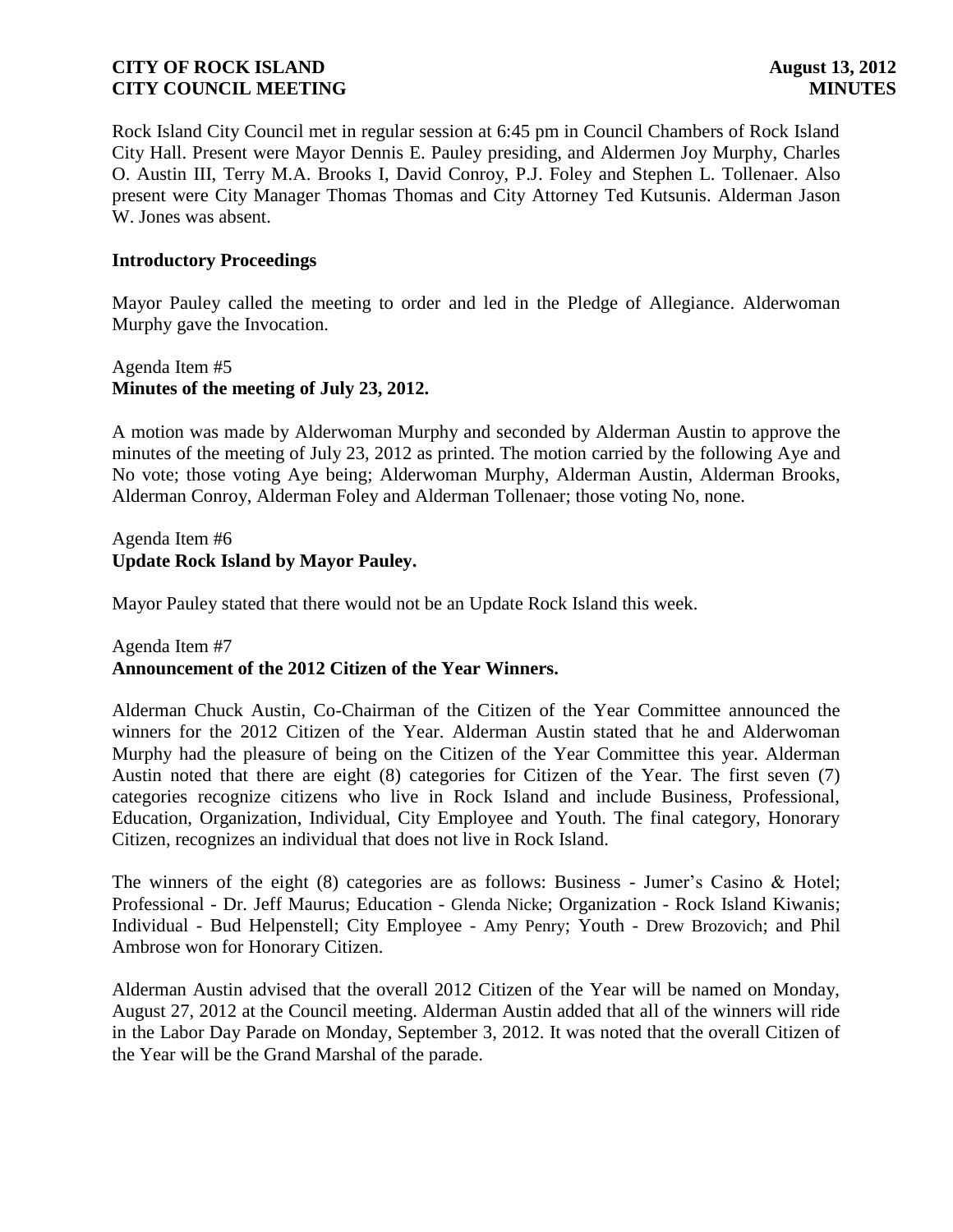Rock Island City Council met in regular session at 6:45 pm in Council Chambers of Rock Island City Hall. Present were Mayor Dennis E. Pauley presiding, and Aldermen Joy Murphy, Charles O. Austin III, Terry M.A. Brooks I, David Conroy, P.J. Foley and Stephen L. Tollenaer. Also present were City Manager Thomas Thomas and City Attorney Ted Kutsunis. Alderman Jason W. Jones was absent.

**Introductory Proceedings**

Mayor Pauley called the meeting to order and led in the Pledge of Allegiance. Alderwoman Murphy gave the Invocation.

Agenda Item #5
**Minutes of the meeting of July 23, 2012.**

A motion was made by Alderwoman Murphy and seconded by Alderman Austin to approve the minutes of the meeting of July 23, 2012 as printed. The motion carried by the following Aye and No vote; those voting Aye being; Alderwoman Murphy, Alderman Austin, Alderman Brooks, Alderman Conroy, Alderman Foley and Alderman Tollenaer; those voting No, none.

Agenda Item #6
**Update Rock Island by Mayor Pauley.**

Mayor Pauley stated that there would not be an Update Rock Island this week.

Agenda Item #7
**Announcement of the 2012 Citizen of the Year Winners.**

Alderman Chuck Austin, Co-Chairman of the Citizen of the Year Committee announced the winners for the 2012 Citizen of the Year. Alderman Austin stated that he and Alderwoman Murphy had the pleasure of being on the Citizen of the Year Committee this year. Alderman Austin noted that there are eight (8) categories for Citizen of the Year. The first seven (7) categories recognize citizens who live in Rock Island and include Business, Professional, Education, Organization, Individual, City Employee and Youth. The final category, Honorary Citizen, recognizes an individual that does not live in Rock Island.

The winners of the eight (8) categories are as follows: Business - Jumer's Casino & Hotel; Professional - Dr. Jeff Maurus; Education - Glenda Nicke; Organization - Rock Island Kiwanis; Individual - Bud Helpenstell; City Employee - Amy Penry; Youth - Drew Brozovich; and Phil Ambrose won for Honorary Citizen.

Alderman Austin advised that the overall 2012 Citizen of the Year will be named on Monday, August 27, 2012 at the Council meeting. Alderman Austin added that all of the winners will ride in the Labor Day Parade on Monday, September 3, 2012. It was noted that the overall Citizen of the Year will be the Grand Marshal of the parade.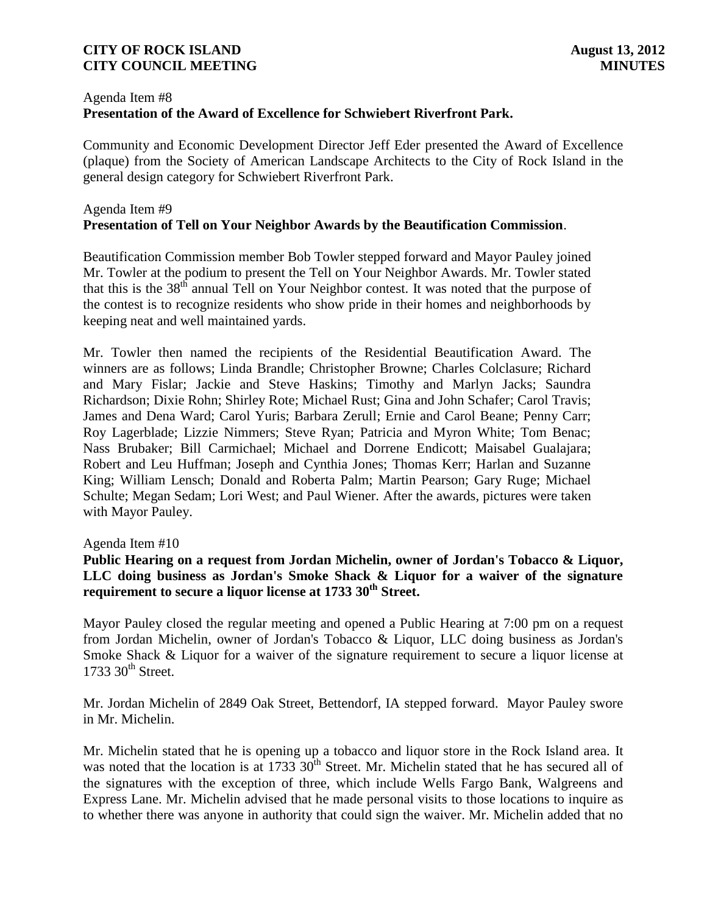Agenda Item #8
**Presentation of the Award of Excellence for Schwiebert Riverfront Park.**

Community and Economic Development Director Jeff Eder presented the Award of Excellence (plaque) from the Society of American Landscape Architects to the City of Rock Island in the general design category for Schwiebert Riverfront Park.

Agenda Item #9
**Presentation of Tell on Your Neighbor Awards by the Beautification Commission**.

Beautification Commission member Bob Towler stepped forward and Mayor Pauley joined Mr. Towler at the podium to present the Tell on Your Neighbor Awards. Mr. Towler stated that this is the 38th annual Tell on Your Neighbor contest. It was noted that the purpose of the contest is to recognize residents who show pride in their homes and neighborhoods by keeping neat and well maintained yards.

Mr. Towler then named the recipients of the Residential Beautification Award. The winners are as follows; Linda Brandle; Christopher Browne; Charles Colclasure; Richard and Mary Fislar; Jackie and Steve Haskins; Timothy and Marlyn Jacks; Saundra Richardson; Dixie Rohn; Shirley Rote; Michael Rust; Gina and John Schafer; Carol Travis; James and Dena Ward; Carol Yuris; Barbara Zerull; Ernie and Carol Beane; Penny Carr; Roy Lagerblade; Lizzie Nimmers; Steve Ryan; Patricia and Myron White; Tom Benac; Nass Brubaker; Bill Carmichael; Michael and Dorrene Endicott; Maisabel Gualajara; Robert and Leu Huffman; Joseph and Cynthia Jones; Thomas Kerr; Harlan and Suzanne King; William Lensch; Donald and Roberta Palm; Martin Pearson; Gary Ruge; Michael Schulte; Megan Sedam; Lori West; and Paul Wiener. After the awards, pictures were taken with Mayor Pauley.

Agenda Item #10
**Public Hearing on a request from Jordan Michelin, owner of Jordan's Tobacco & Liquor, LLC doing business as Jordan's Smoke Shack & Liquor for a waiver of the signature requirement to secure a liquor license at 1733 30th Street.**

Mayor Pauley closed the regular meeting and opened a Public Hearing at 7:00 pm on a request from Jordan Michelin, owner of Jordan's Tobacco & Liquor, LLC doing business as Jordan's Smoke Shack & Liquor for a waiver of the signature requirement to secure a liquor license at 1733 30th Street.

Mr. Jordan Michelin of 2849 Oak Street, Bettendorf, IA stepped forward. Mayor Pauley swore in Mr. Michelin.

Mr. Michelin stated that he is opening up a tobacco and liquor store in the Rock Island area. It was noted that the location is at 1733 30th Street. Mr. Michelin stated that he has secured all of the signatures with the exception of three, which include Wells Fargo Bank, Walgreens and Express Lane. Mr. Michelin advised that he made personal visits to those locations to inquire as to whether there was anyone in authority that could sign the waiver. Mr. Michelin added that no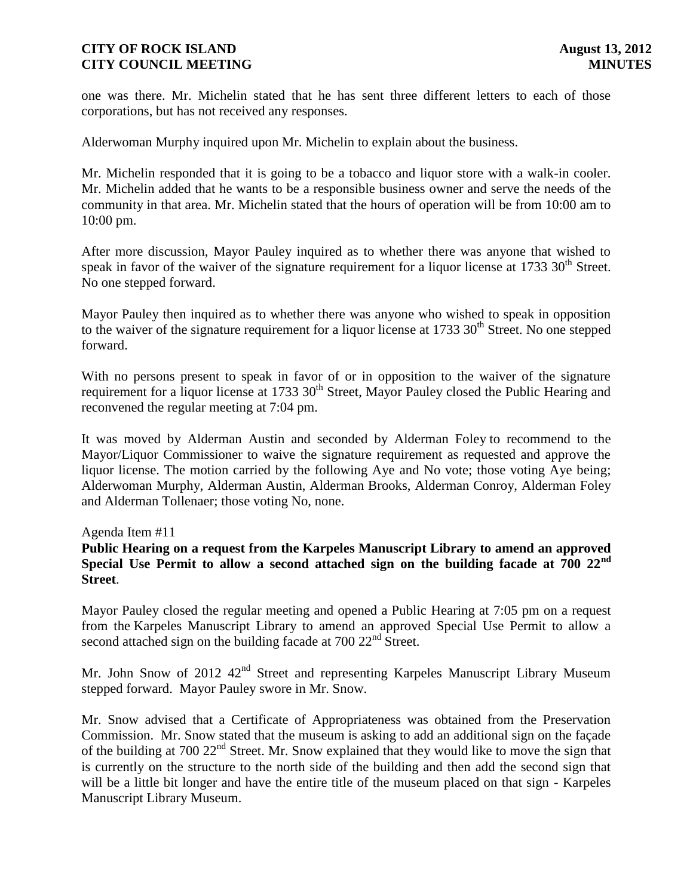one was there. Mr. Michelin stated that he has sent three different letters to each of those corporations, but has not received any responses.

Alderwoman Murphy inquired upon Mr. Michelin to explain about the business.

Mr. Michelin responded that it is going to be a tobacco and liquor store with a walk-in cooler. Mr. Michelin added that he wants to be a responsible business owner and serve the needs of the community in that area. Mr. Michelin stated that the hours of operation will be from 10:00 am to 10:00 pm.

After more discussion, Mayor Pauley inquired as to whether there was anyone that wished to speak in favor of the waiver of the signature requirement for a liquor license at 1733 30th Street. No one stepped forward.

Mayor Pauley then inquired as to whether there was anyone who wished to speak in opposition to the waiver of the signature requirement for a liquor license at 1733 30th Street. No one stepped forward.

With no persons present to speak in favor of or in opposition to the waiver of the signature requirement for a liquor license at 1733 30th Street, Mayor Pauley closed the Public Hearing and reconvened the regular meeting at 7:04 pm.

It was moved by Alderman Austin and seconded by Alderman Foley to recommend to the Mayor/Liquor Commissioner to waive the signature requirement as requested and approve the liquor license. The motion carried by the following Aye and No vote; those voting Aye being; Alderwoman Murphy, Alderman Austin, Alderman Brooks, Alderman Conroy, Alderman Foley and Alderman Tollenaer; those voting No, none.

Agenda Item #11

**Public Hearing on a request from the Karpeles Manuscript Library to amend an approved Special Use Permit to allow a second attached sign on the building facade at 700 22nd Street**.

Mayor Pauley closed the regular meeting and opened a Public Hearing at 7:05 pm on a request from the Karpeles Manuscript Library to amend an approved Special Use Permit to allow a second attached sign on the building facade at 700 22nd Street.

Mr. John Snow of 2012 42nd Street and representing Karpeles Manuscript Library Museum stepped forward. Mayor Pauley swore in Mr. Snow.

Mr. Snow advised that a Certificate of Appropriateness was obtained from the Preservation Commission. Mr. Snow stated that the museum is asking to add an additional sign on the façade of the building at 700 22nd Street. Mr. Snow explained that they would like to move the sign that is currently on the structure to the north side of the building and then add the second sign that will be a little bit longer and have the entire title of the museum placed on that sign - Karpeles Manuscript Library Museum.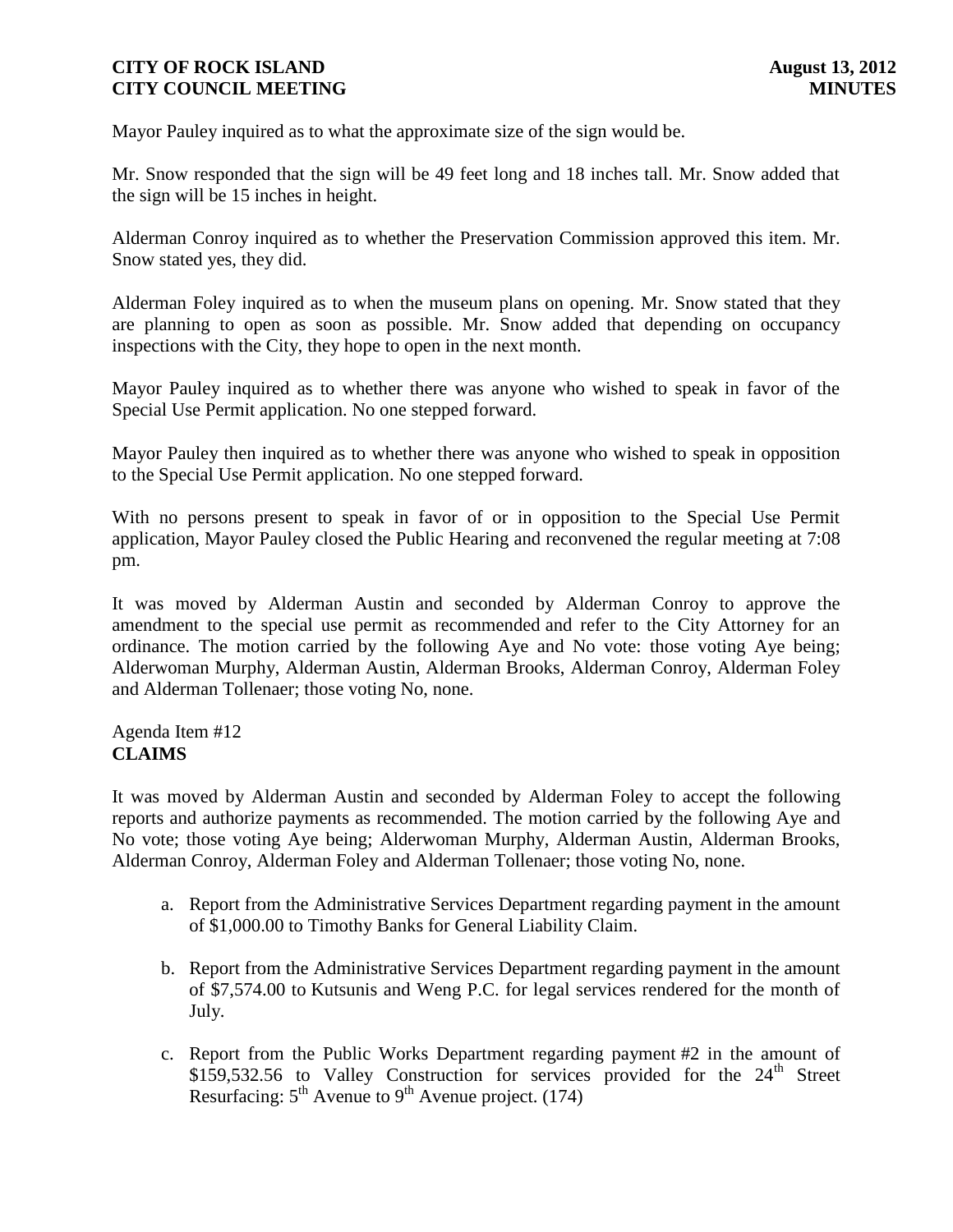Mayor Pauley inquired as to what the approximate size of the sign would be.

Mr. Snow responded that the sign will be 49 feet long and 18 inches tall. Mr. Snow added that the sign will be 15 inches in height.

Alderman Conroy inquired as to whether the Preservation Commission approved this item. Mr. Snow stated yes, they did.

Alderman Foley inquired as to when the museum plans on opening. Mr. Snow stated that they are planning to open as soon as possible. Mr. Snow added that depending on occupancy inspections with the City, they hope to open in the next month.

Mayor Pauley inquired as to whether there was anyone who wished to speak in favor of the Special Use Permit application. No one stepped forward.

Mayor Pauley then inquired as to whether there was anyone who wished to speak in opposition to the Special Use Permit application. No one stepped forward.

With no persons present to speak in favor of or in opposition to the Special Use Permit application, Mayor Pauley closed the Public Hearing and reconvened the regular meeting at 7:08 pm.

It was moved by Alderman Austin and seconded by Alderman Conroy to approve the amendment to the special use permit as recommended and refer to the City Attorney for an ordinance. The motion carried by the following Aye and No vote: those voting Aye being; Alderwoman Murphy, Alderman Austin, Alderman Brooks, Alderman Conroy, Alderman Foley and Alderman Tollenaer; those voting No, none.

Agenda Item #12
**CLAIMS**

It was moved by Alderman Austin and seconded by Alderman Foley to accept the following reports and authorize payments as recommended. The motion carried by the following Aye and No vote; those voting Aye being; Alderwoman Murphy, Alderman Austin, Alderman Brooks, Alderman Conroy, Alderman Foley and Alderman Tollenaer; those voting No, none.

a. Report from the Administrative Services Department regarding payment in the amount of $1,000.00 to Timothy Banks for General Liability Claim.

b. Report from the Administrative Services Department regarding payment in the amount of $7,574.00 to Kutsunis and Weng P.C. for legal services rendered for the month of July.

c. Report from the Public Works Department regarding payment #2 in the amount of $159,532.56 to Valley Construction for services provided for the 24th Street Resurfacing: 5th Avenue to 9th Avenue project. (174)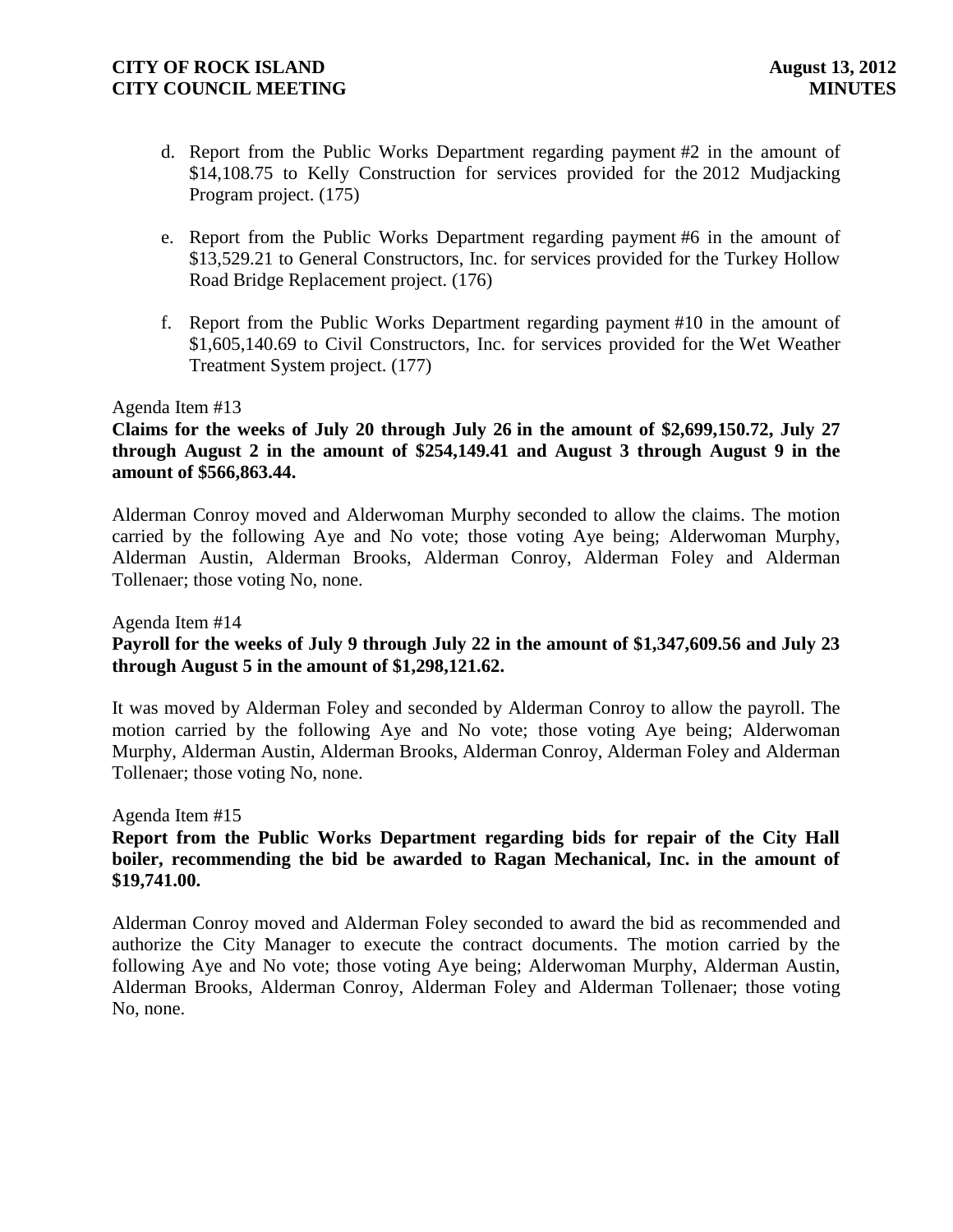d. Report from the Public Works Department regarding payment #2 in the amount of $14,108.75 to Kelly Construction for services provided for the 2012 Mudjacking Program project. (175)

e. Report from the Public Works Department regarding payment #6 in the amount of $13,529.21 to General Constructors, Inc. for services provided for the Turkey Hollow Road Bridge Replacement project. (176)

f. Report from the Public Works Department regarding payment #10 in the amount of $1,605,140.69 to Civil Constructors, Inc. for services provided for the Wet Weather Treatment System project. (177)

Agenda Item #13

**Claims for the weeks of July 20 through July 26 in the amount of $2,699,150.72, July 27 through August 2 in the amount of $254,149.41 and August 3 through August 9 in the amount of $566,863.44.**

Alderman Conroy moved and Alderwoman Murphy seconded to allow the claims. The motion carried by the following Aye and No vote; those voting Aye being; Alderwoman Murphy, Alderman Austin, Alderman Brooks, Alderman Conroy, Alderman Foley and Alderman Tollenaer; those voting No, none.

Agenda Item #14

**Payroll for the weeks of July 9 through July 22 in the amount of $1,347,609.56 and July 23 through August 5 in the amount of $1,298,121.62.**

It was moved by Alderman Foley and seconded by Alderman Conroy to allow the payroll. The motion carried by the following Aye and No vote; those voting Aye being; Alderwoman Murphy, Alderman Austin, Alderman Brooks, Alderman Conroy, Alderman Foley and Alderman Tollenaer; those voting No, none.

Agenda Item #15

**Report from the Public Works Department regarding bids for repair of the City Hall boiler, recommending the bid be awarded to Ragan Mechanical, Inc. in the amount of $19,741.00.**

Alderman Conroy moved and Alderman Foley seconded to award the bid as recommended and authorize the City Manager to execute the contract documents. The motion carried by the following Aye and No vote; those voting Aye being; Alderwoman Murphy, Alderman Austin, Alderman Brooks, Alderman Conroy, Alderman Foley and Alderman Tollenaer; those voting No, none.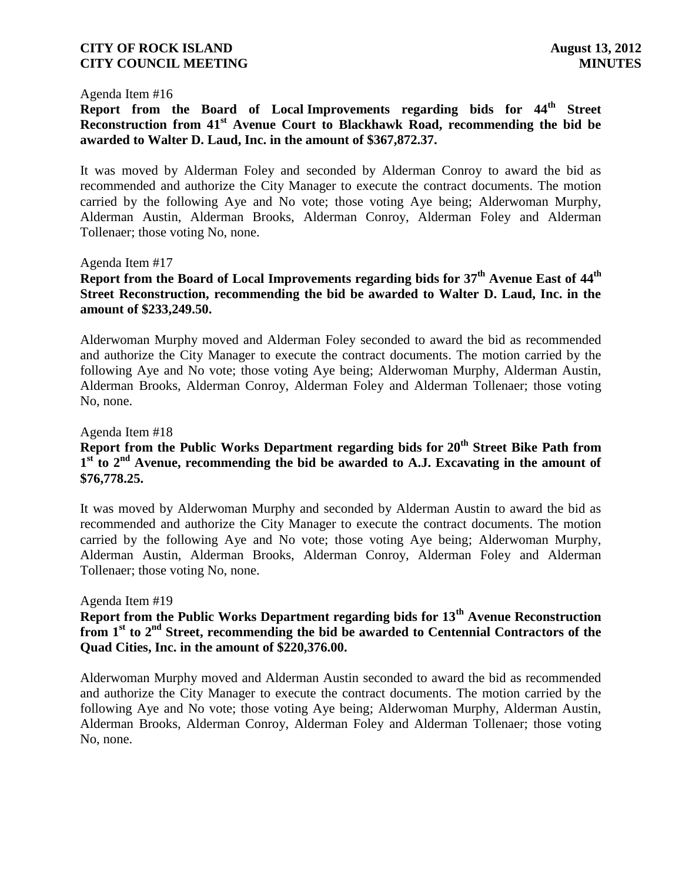Agenda Item #16

**Report from the Board of Local Improvements regarding bids for 44th Street Reconstruction from 41st Avenue Court to Blackhawk Road, recommending the bid be awarded to Walter D. Laud, Inc. in the amount of $367,872.37.**

It was moved by Alderman Foley and seconded by Alderman Conroy to award the bid as recommended and authorize the City Manager to execute the contract documents. The motion carried by the following Aye and No vote; those voting Aye being; Alderwoman Murphy, Alderman Austin, Alderman Brooks, Alderman Conroy, Alderman Foley and Alderman Tollenaer; those voting No, none.

Agenda Item #17

**Report from the Board of Local Improvements regarding bids for 37th Avenue East of 44th Street Reconstruction, recommending the bid be awarded to Walter D. Laud, Inc. in the amount of $233,249.50.**

Alderwoman Murphy moved and Alderman Foley seconded to award the bid as recommended and authorize the City Manager to execute the contract documents. The motion carried by the following Aye and No vote; those voting Aye being; Alderwoman Murphy, Alderman Austin, Alderman Brooks, Alderman Conroy, Alderman Foley and Alderman Tollenaer; those voting No, none.

Agenda Item #18

**Report from the Public Works Department regarding bids for 20th Street Bike Path from 1st to 2nd Avenue, recommending the bid be awarded to A.J. Excavating in the amount of $76,778.25.**

It was moved by Alderwoman Murphy and seconded by Alderman Austin to award the bid as recommended and authorize the City Manager to execute the contract documents. The motion carried by the following Aye and No vote; those voting Aye being; Alderwoman Murphy, Alderman Austin, Alderman Brooks, Alderman Conroy, Alderman Foley and Alderman Tollenaer; those voting No, none.

Agenda Item #19

**Report from the Public Works Department regarding bids for 13th Avenue Reconstruction from 1st to 2nd Street, recommending the bid be awarded to Centennial Contractors of the Quad Cities, Inc. in the amount of $220,376.00.**

Alderwoman Murphy moved and Alderman Austin seconded to award the bid as recommended and authorize the City Manager to execute the contract documents. The motion carried by the following Aye and No vote; those voting Aye being; Alderwoman Murphy, Alderman Austin, Alderman Brooks, Alderman Conroy, Alderman Foley and Alderman Tollenaer; those voting No, none.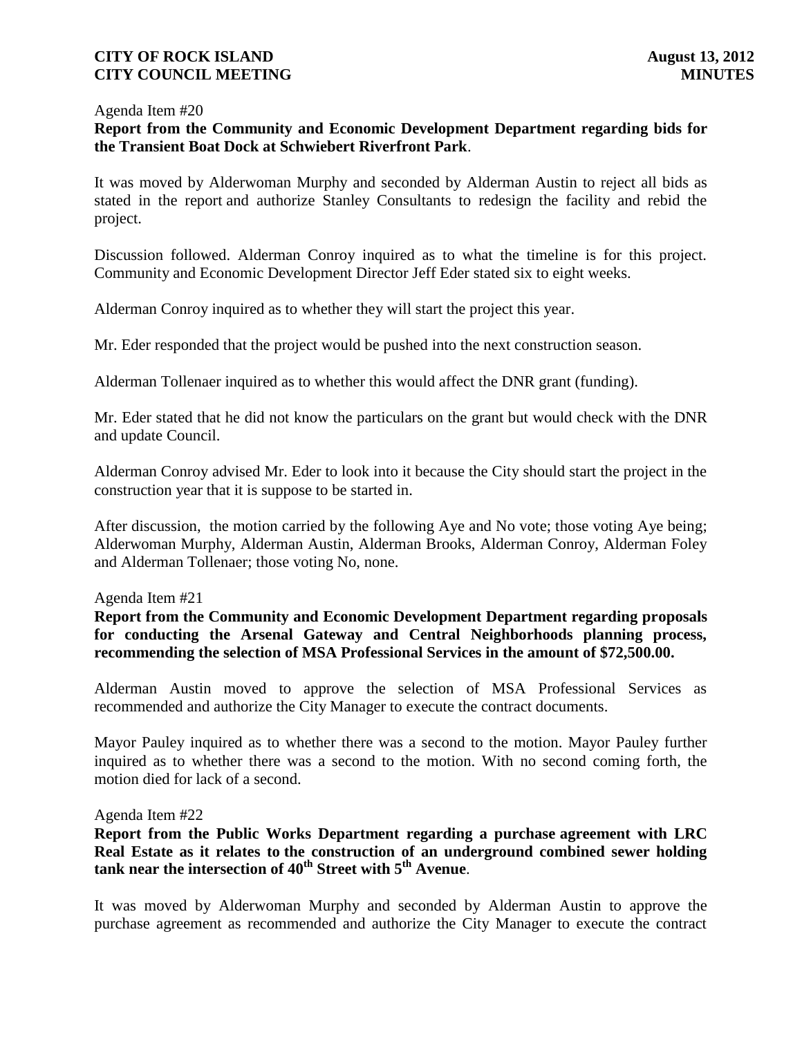Agenda Item #20

**Report from the Community and Economic Development Department regarding bids for the Transient Boat Dock at Schwiebert Riverfront Park**.

It was moved by Alderwoman Murphy and seconded by Alderman Austin to reject all bids as stated in the report and authorize Stanley Consultants to redesign the facility and rebid the project.

Discussion followed. Alderman Conroy inquired as to what the timeline is for this project. Community and Economic Development Director Jeff Eder stated six to eight weeks.

Alderman Conroy inquired as to whether they will start the project this year.

Mr. Eder responded that the project would be pushed into the next construction season.

Alderman Tollenaer inquired as to whether this would affect the DNR grant (funding).

Mr. Eder stated that he did not know the particulars on the grant but would check with the DNR and update Council.

Alderman Conroy advised Mr. Eder to look into it because the City should start the project in the construction year that it is suppose to be started in.

After discussion, the motion carried by the following Aye and No vote; those voting Aye being; Alderwoman Murphy, Alderman Austin, Alderman Brooks, Alderman Conroy, Alderman Foley and Alderman Tollenaer; those voting No, none.

Agenda Item #21

**Report from the Community and Economic Development Department regarding proposals for conducting the Arsenal Gateway and Central Neighborhoods planning process, recommending the selection of MSA Professional Services in the amount of $72,500.00.**

Alderman Austin moved to approve the selection of MSA Professional Services as recommended and authorize the City Manager to execute the contract documents.

Mayor Pauley inquired as to whether there was a second to the motion. Mayor Pauley further inquired as to whether there was a second to the motion. With no second coming forth, the motion died for lack of a second.

Agenda Item #22

**Report from the Public Works Department regarding a purchase agreement with LRC Real Estate as it relates to the construction of an underground combined sewer holding tank near the intersection of 40th Street with 5th Avenue**.

It was moved by Alderwoman Murphy and seconded by Alderman Austin to approve the purchase agreement as recommended and authorize the City Manager to execute the contract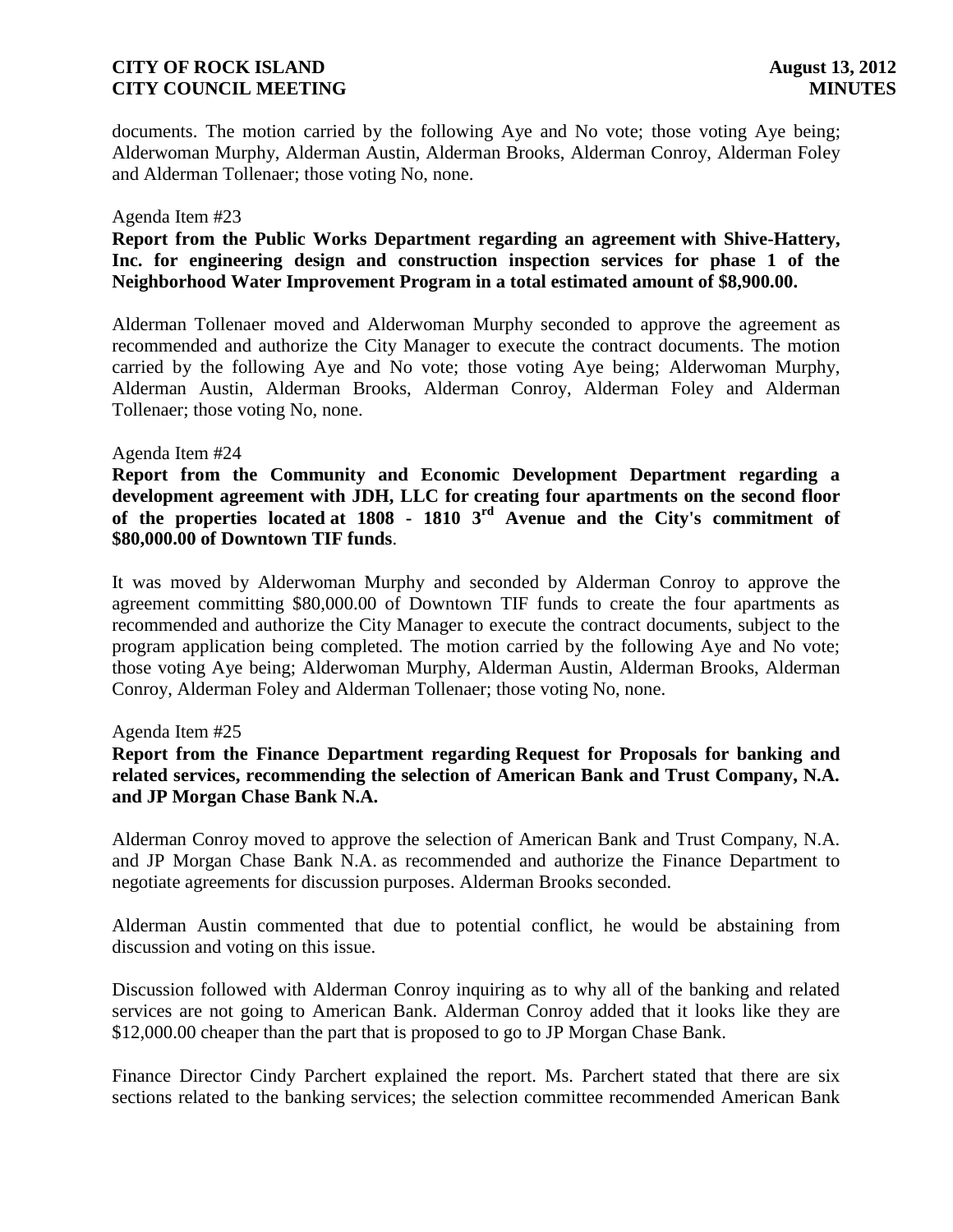documents. The motion carried by the following Aye and No vote; those voting Aye being; Alderwoman Murphy, Alderman Austin, Alderman Brooks, Alderman Conroy, Alderman Foley and Alderman Tollenaer; those voting No, none.

Agenda Item #23

**Report from the Public Works Department regarding an agreement with Shive-Hattery, Inc. for engineering design and construction inspection services for phase 1 of the Neighborhood Water Improvement Program in a total estimated amount of $8,900.00.**

Alderman Tollenaer moved and Alderwoman Murphy seconded to approve the agreement as recommended and authorize the City Manager to execute the contract documents. The motion carried by the following Aye and No vote; those voting Aye being; Alderwoman Murphy, Alderman Austin, Alderman Brooks, Alderman Conroy, Alderman Foley and Alderman Tollenaer; those voting No, none.

Agenda Item #24

**Report from the Community and Economic Development Department regarding a development agreement with JDH, LLC for creating four apartments on the second floor of the properties located at 1808 - 1810 3rd Avenue and the City's commitment of $80,000.00 of Downtown TIF funds**.

It was moved by Alderwoman Murphy and seconded by Alderman Conroy to approve the agreement committing $80,000.00 of Downtown TIF funds to create the four apartments as recommended and authorize the City Manager to execute the contract documents, subject to the program application being completed. The motion carried by the following Aye and No vote; those voting Aye being; Alderwoman Murphy, Alderman Austin, Alderman Brooks, Alderman Conroy, Alderman Foley and Alderman Tollenaer; those voting No, none.

Agenda Item #25

**Report from the Finance Department regarding Request for Proposals for banking and related services, recommending the selection of American Bank and Trust Company, N.A. and JP Morgan Chase Bank N.A.**

Alderman Conroy moved to approve the selection of American Bank and Trust Company, N.A. and JP Morgan Chase Bank N.A. as recommended and authorize the Finance Department to negotiate agreements for discussion purposes. Alderman Brooks seconded.

Alderman Austin commented that due to potential conflict, he would be abstaining from discussion and voting on this issue.

Discussion followed with Alderman Conroy inquiring as to why all of the banking and related services are not going to American Bank. Alderman Conroy added that it looks like they are $12,000.00 cheaper than the part that is proposed to go to JP Morgan Chase Bank.

Finance Director Cindy Parchert explained the report. Ms. Parchert stated that there are six sections related to the banking services; the selection committee recommended American Bank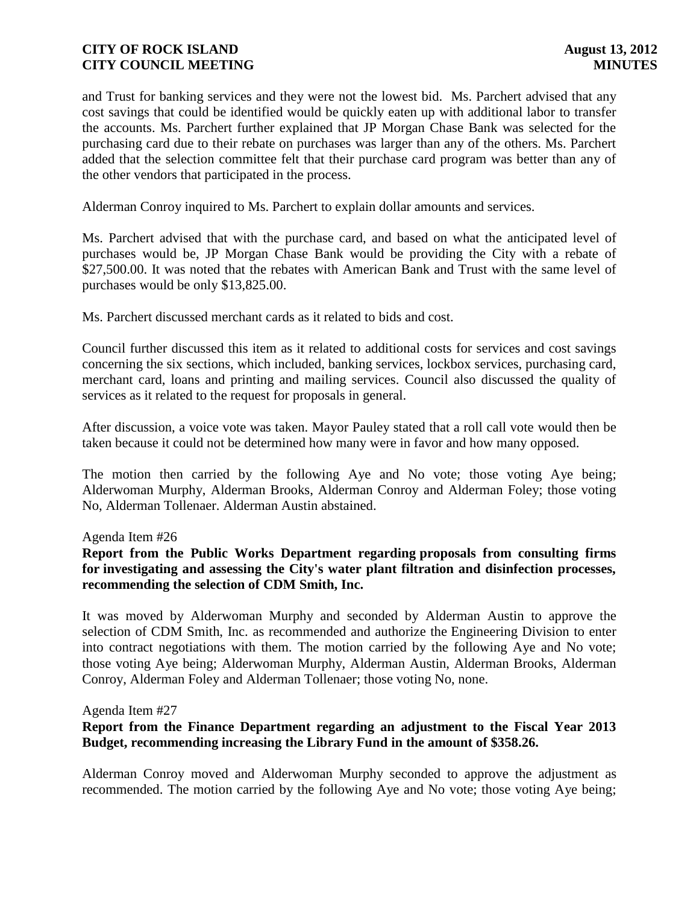and Trust for banking services and they were not the lowest bid. Ms. Parchert advised that any cost savings that could be identified would be quickly eaten up with additional labor to transfer the accounts. Ms. Parchert further explained that JP Morgan Chase Bank was selected for the purchasing card due to their rebate on purchases was larger than any of the others. Ms. Parchert added that the selection committee felt that their purchase card program was better than any of the other vendors that participated in the process.

Alderman Conroy inquired to Ms. Parchert to explain dollar amounts and services.

Ms. Parchert advised that with the purchase card, and based on what the anticipated level of purchases would be, JP Morgan Chase Bank would be providing the City with a rebate of $27,500.00. It was noted that the rebates with American Bank and Trust with the same level of purchases would be only $13,825.00.

Ms. Parchert discussed merchant cards as it related to bids and cost.

Council further discussed this item as it related to additional costs for services and cost savings concerning the six sections, which included, banking services, lockbox services, purchasing card, merchant card, loans and printing and mailing services. Council also discussed the quality of services as it related to the request for proposals in general.

After discussion, a voice vote was taken. Mayor Pauley stated that a roll call vote would then be taken because it could not be determined how many were in favor and how many opposed.

The motion then carried by the following Aye and No vote; those voting Aye being; Alderwoman Murphy, Alderman Brooks, Alderman Conroy and Alderman Foley; those voting No, Alderman Tollenaer. Alderman Austin abstained.

Agenda Item #26

**Report from the Public Works Department regarding proposals from consulting firms for investigating and assessing the City's water plant filtration and disinfection processes, recommending the selection of CDM Smith, Inc.**

It was moved by Alderwoman Murphy and seconded by Alderman Austin to approve the selection of CDM Smith, Inc. as recommended and authorize the Engineering Division to enter into contract negotiations with them. The motion carried by the following Aye and No vote; those voting Aye being; Alderwoman Murphy, Alderman Austin, Alderman Brooks, Alderman Conroy, Alderman Foley and Alderman Tollenaer; those voting No, none.

Agenda Item #27

**Report from the Finance Department regarding an adjustment to the Fiscal Year 2013 Budget, recommending increasing the Library Fund in the amount of $358.26.**

Alderman Conroy moved and Alderwoman Murphy seconded to approve the adjustment as recommended. The motion carried by the following Aye and No vote; those voting Aye being;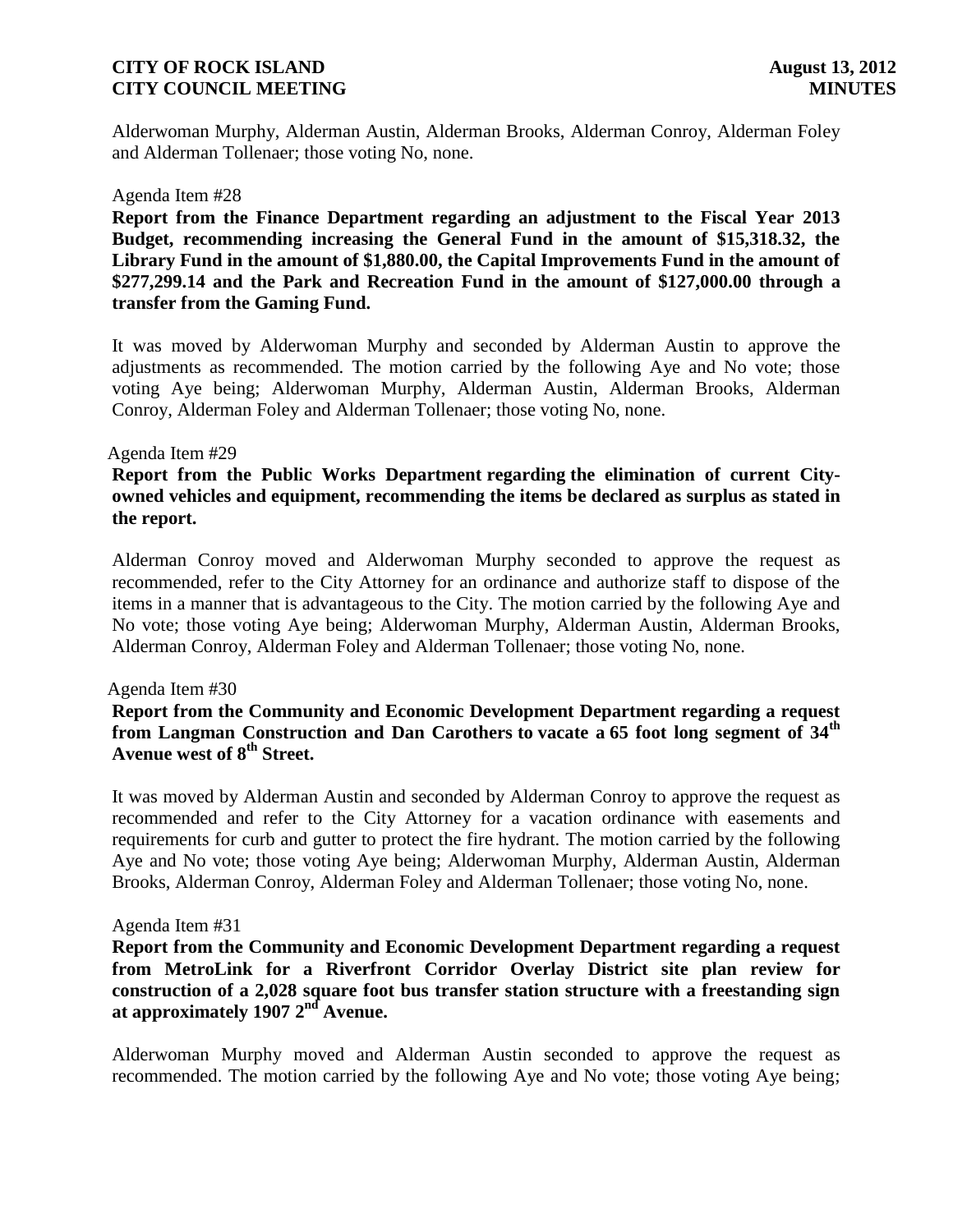Alderwoman Murphy, Alderman Austin, Alderman Brooks, Alderman Conroy, Alderman Foley and Alderman Tollenaer; those voting No, none.

Agenda Item #28

**Report from the Finance Department regarding an adjustment to the Fiscal Year 2013 Budget, recommending increasing the General Fund in the amount of $15,318.32, the Library Fund in the amount of $1,880.00, the Capital Improvements Fund in the amount of $277,299.14 and the Park and Recreation Fund in the amount of $127,000.00 through a transfer from the Gaming Fund.**

It was moved by Alderwoman Murphy and seconded by Alderman Austin to approve the adjustments as recommended. The motion carried by the following Aye and No vote; those voting Aye being; Alderwoman Murphy, Alderman Austin, Alderman Brooks, Alderman Conroy, Alderman Foley and Alderman Tollenaer; those voting No, none.

Agenda Item #29

**Report from the Public Works Department regarding the elimination of current City-owned vehicles and equipment, recommending the items be declared as surplus as stated in the report.**

Alderman Conroy moved and Alderwoman Murphy seconded to approve the request as recommended, refer to the City Attorney for an ordinance and authorize staff to dispose of the items in a manner that is advantageous to the City. The motion carried by the following Aye and No vote; those voting Aye being; Alderwoman Murphy, Alderman Austin, Alderman Brooks, Alderman Conroy, Alderman Foley and Alderman Tollenaer; those voting No, none.

Agenda Item #30

**Report from the Community and Economic Development Department regarding a request from Langman Construction and Dan Carothers to vacate a 65 foot long segment of 34th Avenue west of 8th Street.**

It was moved by Alderman Austin and seconded by Alderman Conroy to approve the request as recommended and refer to the City Attorney for a vacation ordinance with easements and requirements for curb and gutter to protect the fire hydrant. The motion carried by the following Aye and No vote; those voting Aye being; Alderwoman Murphy, Alderman Austin, Alderman Brooks, Alderman Conroy, Alderman Foley and Alderman Tollenaer; those voting No, none.

Agenda Item #31

**Report from the Community and Economic Development Department regarding a request from MetroLink for a Riverfront Corridor Overlay District site plan review for construction of a 2,028 square foot bus transfer station structure with a freestanding sign at approximately 1907 2nd Avenue.**

Alderwoman Murphy moved and Alderman Austin seconded to approve the request as recommended. The motion carried by the following Aye and No vote; those voting Aye being;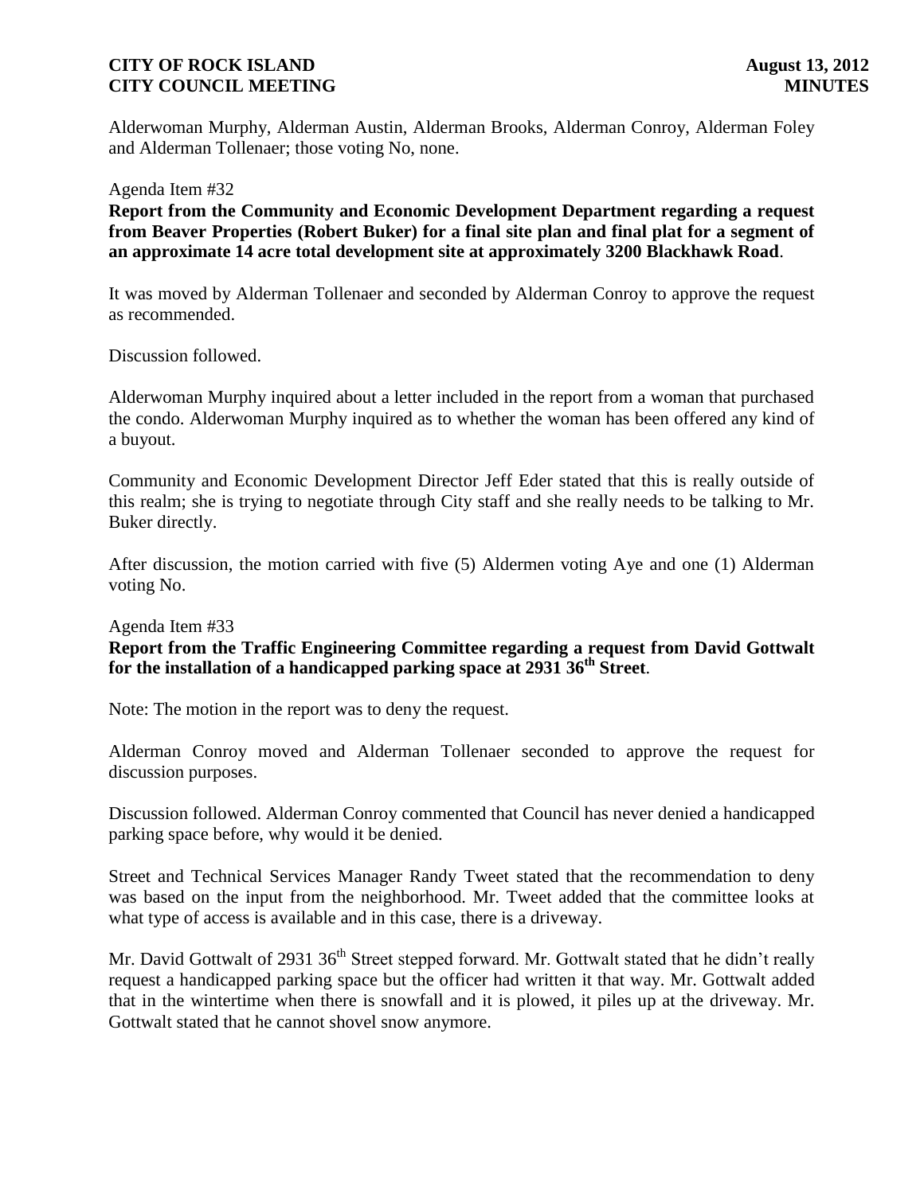Alderwoman Murphy, Alderman Austin, Alderman Brooks, Alderman Conroy, Alderman Foley and Alderman Tollenaer; those voting No, none.

Agenda Item #32

**Report from the Community and Economic Development Department regarding a request from Beaver Properties (Robert Buker) for a final site plan and final plat for a segment of an approximate 14 acre total development site at approximately 3200 Blackhawk Road**.

It was moved by Alderman Tollenaer and seconded by Alderman Conroy to approve the request as recommended.

Discussion followed.

Alderwoman Murphy inquired about a letter included in the report from a woman that purchased the condo. Alderwoman Murphy inquired as to whether the woman has been offered any kind of a buyout.

Community and Economic Development Director Jeff Eder stated that this is really outside of this realm; she is trying to negotiate through City staff and she really needs to be talking to Mr. Buker directly.

After discussion, the motion carried with five (5) Aldermen voting Aye and one (1) Alderman voting No.

Agenda Item #33

**Report from the Traffic Engineering Committee regarding a request from David Gottwalt for the installation of a handicapped parking space at 2931 36th Street**.

Note: The motion in the report was to deny the request.

Alderman Conroy moved and Alderman Tollenaer seconded to approve the request for discussion purposes.

Discussion followed. Alderman Conroy commented that Council has never denied a handicapped parking space before, why would it be denied.

Street and Technical Services Manager Randy Tweet stated that the recommendation to deny was based on the input from the neighborhood. Mr. Tweet added that the committee looks at what type of access is available and in this case, there is a driveway.

Mr. David Gottwalt of 2931 36th Street stepped forward. Mr. Gottwalt stated that he didn't really request a handicapped parking space but the officer had written it that way. Mr. Gottwalt added that in the wintertime when there is snowfall and it is plowed, it piles up at the driveway. Mr. Gottwalt stated that he cannot shovel snow anymore.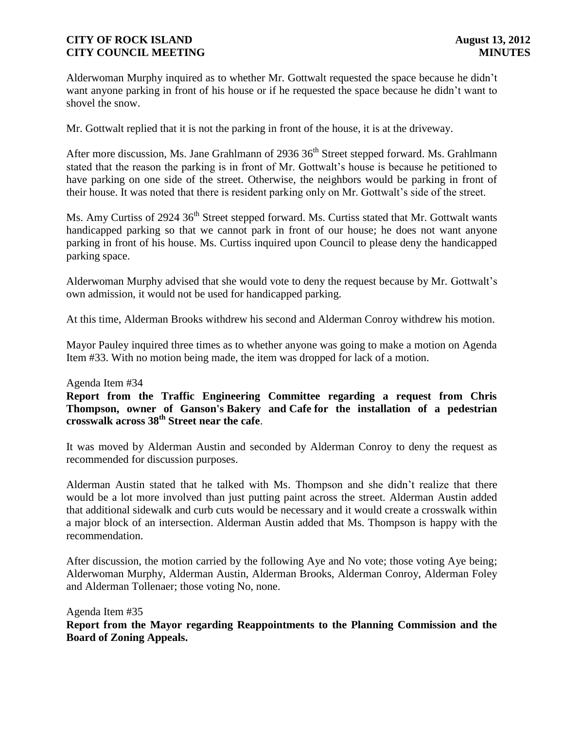Alderwoman Murphy inquired as to whether Mr. Gottwalt requested the space because he didn't want anyone parking in front of his house or if he requested the space because he didn't want to shovel the snow.

Mr. Gottwalt replied that it is not the parking in front of the house, it is at the driveway.

After more discussion, Ms. Jane Grahlmann of 2936 36th Street stepped forward. Ms. Grahlmann stated that the reason the parking is in front of Mr. Gottwalt's house is because he petitioned to have parking on one side of the street. Otherwise, the neighbors would be parking in front of their house. It was noted that there is resident parking only on Mr. Gottwalt's side of the street.

Ms. Amy Curtiss of 2924 36th Street stepped forward. Ms. Curtiss stated that Mr. Gottwalt wants handicapped parking so that we cannot park in front of our house; he does not want anyone parking in front of his house. Ms. Curtiss inquired upon Council to please deny the handicapped parking space.

Alderwoman Murphy advised that she would vote to deny the request because by Mr. Gottwalt's own admission, it would not be used for handicapped parking.

At this time, Alderman Brooks withdrew his second and Alderman Conroy withdrew his motion.

Mayor Pauley inquired three times as to whether anyone was going to make a motion on Agenda Item #33. With no motion being made, the item was dropped for lack of a motion.

Agenda Item #34

**Report from the Traffic Engineering Committee regarding a request from Chris Thompson, owner of Ganson's Bakery and Cafe for the installation of a pedestrian crosswalk across 38th Street near the cafe**.

It was moved by Alderman Austin and seconded by Alderman Conroy to deny the request as recommended for discussion purposes.

Alderman Austin stated that he talked with Ms. Thompson and she didn't realize that there would be a lot more involved than just putting paint across the street. Alderman Austin added that additional sidewalk and curb cuts would be necessary and it would create a crosswalk within a major block of an intersection. Alderman Austin added that Ms. Thompson is happy with the recommendation.

After discussion, the motion carried by the following Aye and No vote; those voting Aye being; Alderwoman Murphy, Alderman Austin, Alderman Brooks, Alderman Conroy, Alderman Foley and Alderman Tollenaer; those voting No, none.

Agenda Item #35

**Report from the Mayor regarding Reappointments to the Planning Commission and the Board of Zoning Appeals.**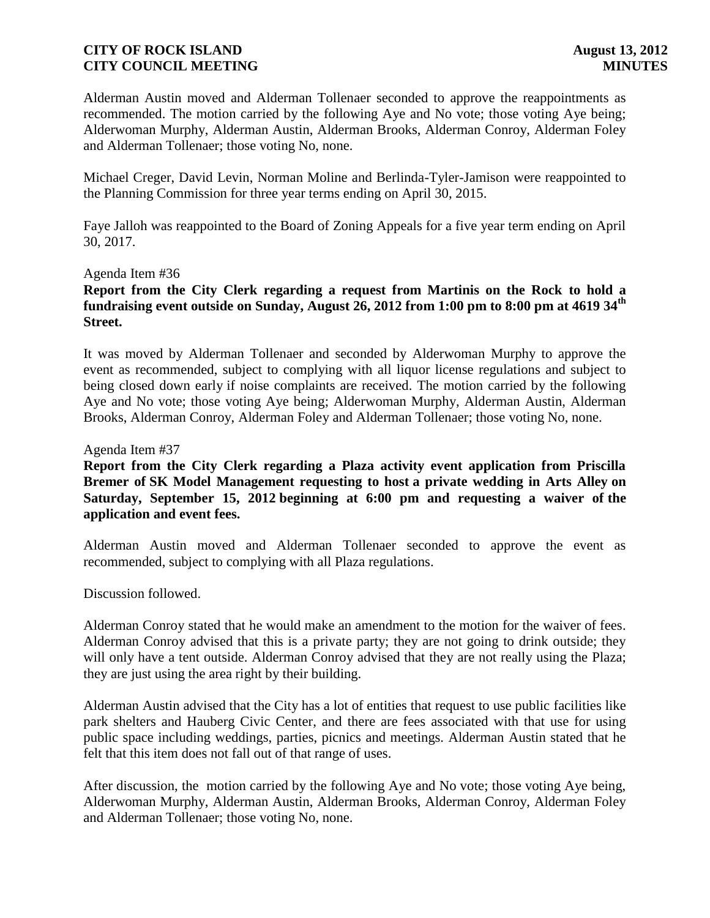Alderman Austin moved and Alderman Tollenaer seconded to approve the reappointments as recommended. The motion carried by the following Aye and No vote; those voting Aye being; Alderwoman Murphy, Alderman Austin, Alderman Brooks, Alderman Conroy, Alderman Foley and Alderman Tollenaer; those voting No, none.

Michael Creger, David Levin, Norman Moline and Berlinda-Tyler-Jamison were reappointed to the Planning Commission for three year terms ending on April 30, 2015.

Faye Jalloh was reappointed to the Board of Zoning Appeals for a five year term ending on April 30, 2017.

Agenda Item #36

**Report from the City Clerk regarding a request from Martinis on the Rock to hold a fundraising event outside on Sunday, August 26, 2012 from 1:00 pm to 8:00 pm at 4619 34th Street.**

It was moved by Alderman Tollenaer and seconded by Alderwoman Murphy to approve the event as recommended, subject to complying with all liquor license regulations and subject to being closed down early if noise complaints are received. The motion carried by the following Aye and No vote; those voting Aye being; Alderwoman Murphy, Alderman Austin, Alderman Brooks, Alderman Conroy, Alderman Foley and Alderman Tollenaer; those voting No, none.

Agenda Item #37

**Report from the City Clerk regarding a Plaza activity event application from Priscilla Bremer of SK Model Management requesting to host a private wedding in Arts Alley on Saturday, September 15, 2012 beginning at 6:00 pm and requesting a waiver of the application and event fees.**

Alderman Austin moved and Alderman Tollenaer seconded to approve the event as recommended, subject to complying with all Plaza regulations.

Discussion followed.

Alderman Conroy stated that he would make an amendment to the motion for the waiver of fees. Alderman Conroy advised that this is a private party; they are not going to drink outside; they will only have a tent outside. Alderman Conroy advised that they are not really using the Plaza; they are just using the area right by their building.

Alderman Austin advised that the City has a lot of entities that request to use public facilities like park shelters and Hauberg Civic Center, and there are fees associated with that use for using public space including weddings, parties, picnics and meetings. Alderman Austin stated that he felt that this item does not fall out of that range of uses.

After discussion, the motion carried by the following Aye and No vote; those voting Aye being, Alderwoman Murphy, Alderman Austin, Alderman Brooks, Alderman Conroy, Alderman Foley and Alderman Tollenaer; those voting No, none.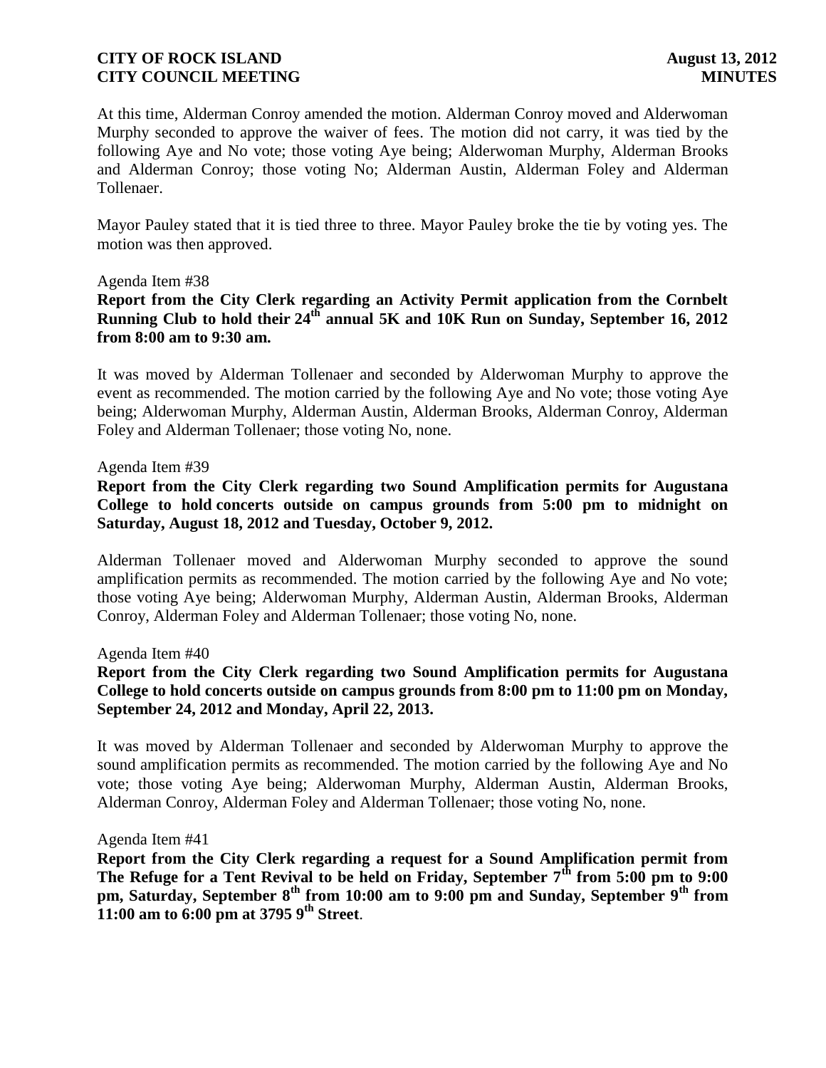At this time, Alderman Conroy amended the motion. Alderman Conroy moved and Alderwoman Murphy seconded to approve the waiver of fees. The motion did not carry, it was tied by the following Aye and No vote; those voting Aye being; Alderwoman Murphy, Alderman Brooks and Alderman Conroy; those voting No; Alderman Austin, Alderman Foley and Alderman Tollenaer.

Mayor Pauley stated that it is tied three to three. Mayor Pauley broke the tie by voting yes. The motion was then approved.

Agenda Item #38

**Report from the City Clerk regarding an Activity Permit application from the Cornbelt Running Club to hold their 24th annual 5K and 10K Run on Sunday, September 16, 2012 from 8:00 am to 9:30 am.**

It was moved by Alderman Tollenaer and seconded by Alderwoman Murphy to approve the event as recommended. The motion carried by the following Aye and No vote; those voting Aye being; Alderwoman Murphy, Alderman Austin, Alderman Brooks, Alderman Conroy, Alderman Foley and Alderman Tollenaer; those voting No, none.

Agenda Item #39

**Report from the City Clerk regarding two Sound Amplification permits for Augustana College to hold concerts outside on campus grounds from 5:00 pm to midnight on Saturday, August 18, 2012 and Tuesday, October 9, 2012.**

Alderman Tollenaer moved and Alderwoman Murphy seconded to approve the sound amplification permits as recommended. The motion carried by the following Aye and No vote; those voting Aye being; Alderwoman Murphy, Alderman Austin, Alderman Brooks, Alderman Conroy, Alderman Foley and Alderman Tollenaer; those voting No, none.

Agenda Item #40

**Report from the City Clerk regarding two Sound Amplification permits for Augustana College to hold concerts outside on campus grounds from 8:00 pm to 11:00 pm on Monday, September 24, 2012 and Monday, April 22, 2013.**

It was moved by Alderman Tollenaer and seconded by Alderwoman Murphy to approve the sound amplification permits as recommended. The motion carried by the following Aye and No vote; those voting Aye being; Alderwoman Murphy, Alderman Austin, Alderman Brooks, Alderman Conroy, Alderman Foley and Alderman Tollenaer; those voting No, none.

Agenda Item #41

**Report from the City Clerk regarding a request for a Sound Amplification permit from The Refuge for a Tent Revival to be held on Friday, September 7th from 5:00 pm to 9:00 pm, Saturday, September 8th from 10:00 am to 9:00 pm and Sunday, September 9th from 11:00 am to 6:00 pm at 3795 9th Street**.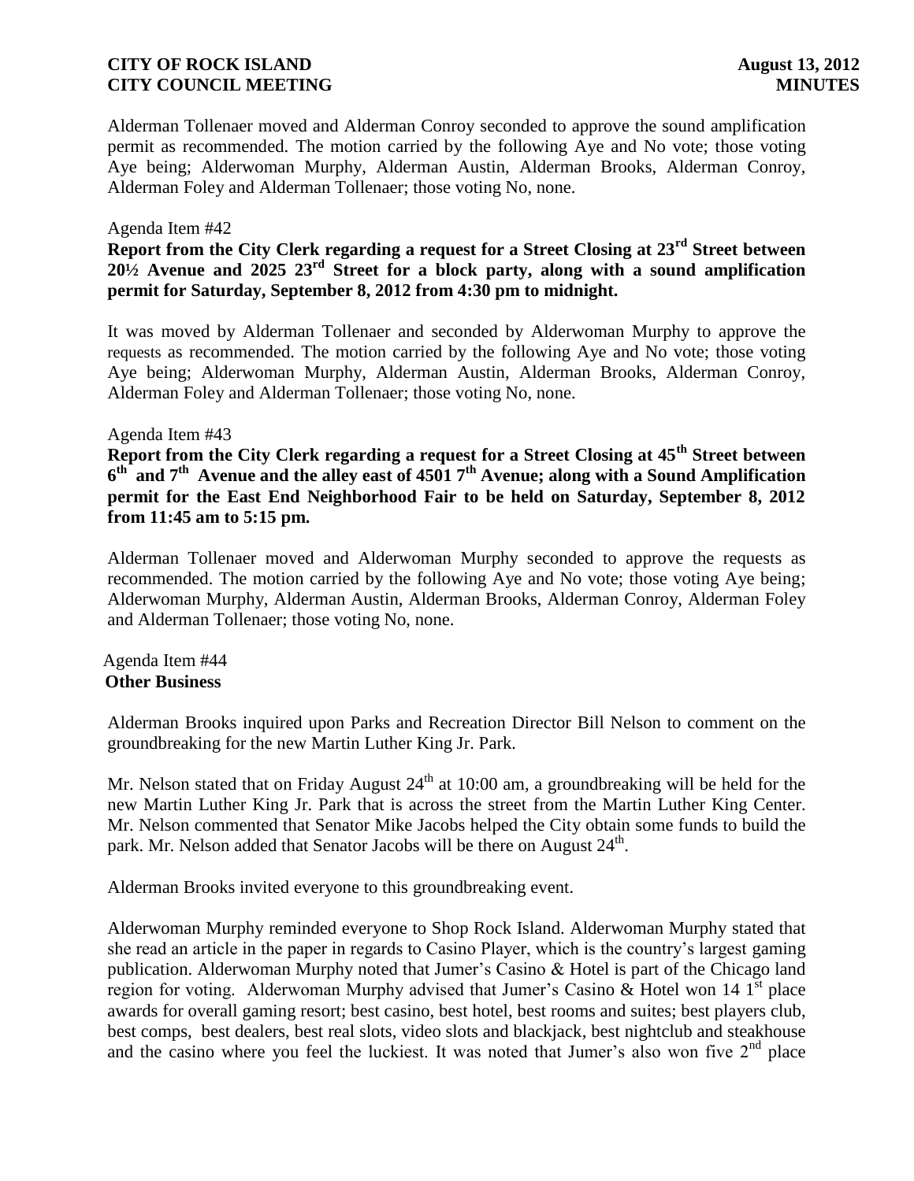Alderman Tollenaer moved and Alderman Conroy seconded to approve the sound amplification permit as recommended. The motion carried by the following Aye and No vote; those voting Aye being; Alderwoman Murphy, Alderman Austin, Alderman Brooks, Alderman Conroy, Alderman Foley and Alderman Tollenaer; those voting No, none.

Agenda Item #42

**Report from the City Clerk regarding a request for a Street Closing at 23rd Street between 20½ Avenue and 2025 23rd Street for a block party, along with a sound amplification permit for Saturday, September 8, 2012 from 4:30 pm to midnight.**

It was moved by Alderman Tollenaer and seconded by Alderwoman Murphy to approve the requests as recommended. The motion carried by the following Aye and No vote; those voting Aye being; Alderwoman Murphy, Alderman Austin, Alderman Brooks, Alderman Conroy, Alderman Foley and Alderman Tollenaer; those voting No, none.

Agenda Item #43

**Report from the City Clerk regarding a request for a Street Closing at 45th Street between 6th and 7th Avenue and the alley east of 4501 7th Avenue; along with a Sound Amplification permit for the East End Neighborhood Fair to be held on Saturday, September 8, 2012 from 11:45 am to 5:15 pm.**

Alderman Tollenaer moved and Alderwoman Murphy seconded to approve the requests as recommended. The motion carried by the following Aye and No vote; those voting Aye being; Alderwoman Murphy, Alderman Austin, Alderman Brooks, Alderman Conroy, Alderman Foley and Alderman Tollenaer; those voting No, none.

Agenda Item #44
**Other Business**

Alderman Brooks inquired upon Parks and Recreation Director Bill Nelson to comment on the groundbreaking for the new Martin Luther King Jr. Park.

Mr. Nelson stated that on Friday August 24th at 10:00 am, a groundbreaking will be held for the new Martin Luther King Jr. Park that is across the street from the Martin Luther King Center. Mr. Nelson commented that Senator Mike Jacobs helped the City obtain some funds to build the park. Mr. Nelson added that Senator Jacobs will be there on August 24th.

Alderman Brooks invited everyone to this groundbreaking event.

Alderwoman Murphy reminded everyone to Shop Rock Island. Alderwoman Murphy stated that she read an article in the paper in regards to Casino Player, which is the country's largest gaming publication. Alderwoman Murphy noted that Jumer's Casino & Hotel is part of the Chicago land region for voting. Alderwoman Murphy advised that Jumer's Casino & Hotel won 14 1st place awards for overall gaming resort; best casino, best hotel, best rooms and suites; best players club, best comps, best dealers, best real slots, video slots and blackjack, best nightclub and steakhouse and the casino where you feel the luckiest. It was noted that Jumer's also won five 2nd place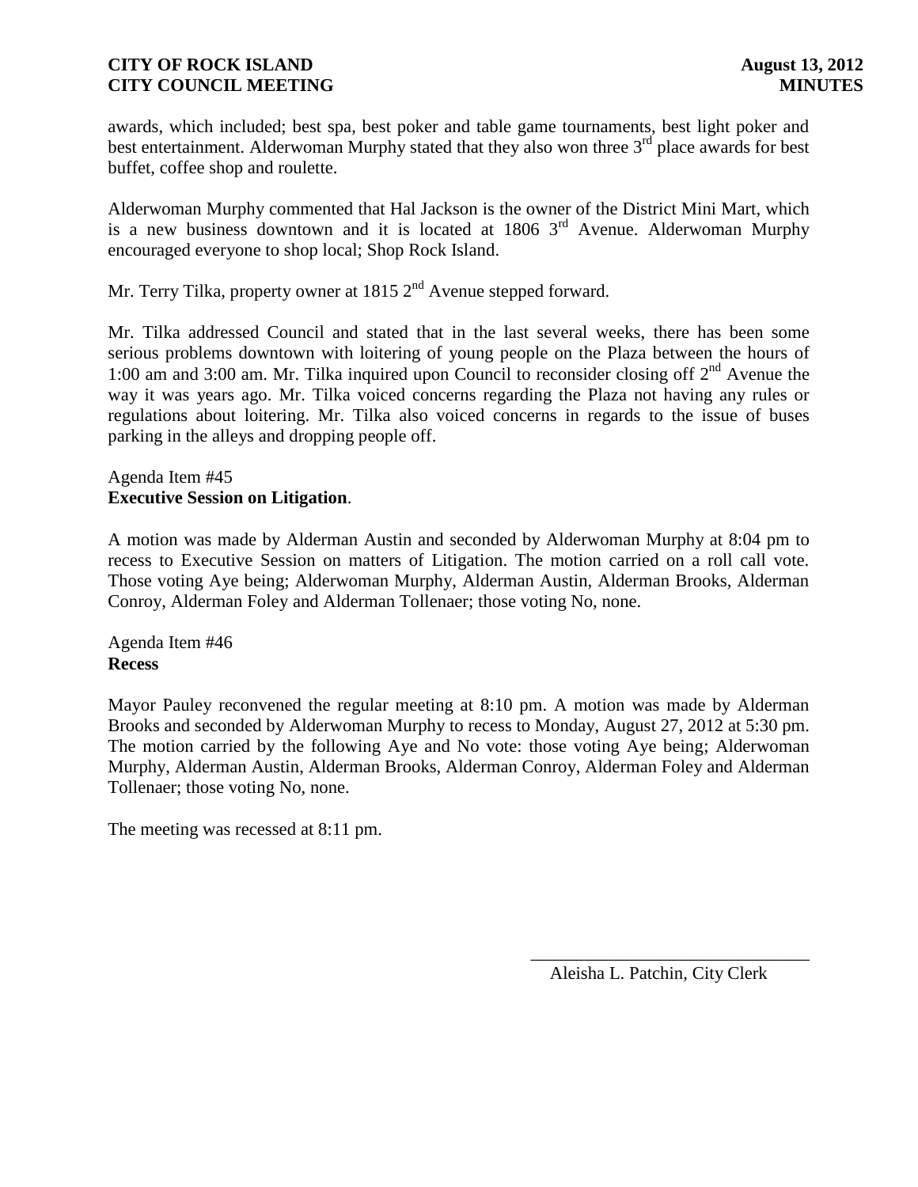awards, which included; best spa, best poker and table game tournaments, best light poker and best entertainment. Alderwoman Murphy stated that they also won three 3rd place awards for best buffet, coffee shop and roulette.

Alderwoman Murphy commented that Hal Jackson is the owner of the District Mini Mart, which is a new business downtown and it is located at 1806 3rd Avenue. Alderwoman Murphy encouraged everyone to shop local; Shop Rock Island.

Mr. Terry Tilka, property owner at 1815 2nd Avenue stepped forward.

Mr. Tilka addressed Council and stated that in the last several weeks, there has been some serious problems downtown with loitering of young people on the Plaza between the hours of 1:00 am and 3:00 am. Mr. Tilka inquired upon Council to reconsider closing off 2nd Avenue the way it was years ago. Mr. Tilka voiced concerns regarding the Plaza not having any rules or regulations about loitering. Mr. Tilka also voiced concerns in regards to the issue of buses parking in the alleys and dropping people off.

Agenda Item #45
**Executive Session on Litigation**.

A motion was made by Alderman Austin and seconded by Alderwoman Murphy at 8:04 pm to recess to Executive Session on matters of Litigation. The motion carried on a roll call vote. Those voting Aye being; Alderwoman Murphy, Alderman Austin, Alderman Brooks, Alderman Conroy, Alderman Foley and Alderman Tollenaer; those voting No, none.

Agenda Item #46
**Recess**

Mayor Pauley reconvened the regular meeting at 8:10 pm. A motion was made by Alderman Brooks and seconded by Alderwoman Murphy to recess to Monday, August 27, 2012 at 5:30 pm. The motion carried by the following Aye and No vote: those voting Aye being; Alderwoman Murphy, Alderman Austin, Alderman Brooks, Alderman Conroy, Alderman Foley and Alderman Tollenaer; those voting No, none.

The meeting was recessed at 8:11 pm.

\_\_\_\_\_\_\_\_\_\_\_\_\_\_\_\_\_\_\_\_\_\_\_\_\_\_\_\_\_\_\_\_

Aleisha L. Patchin, City Clerk